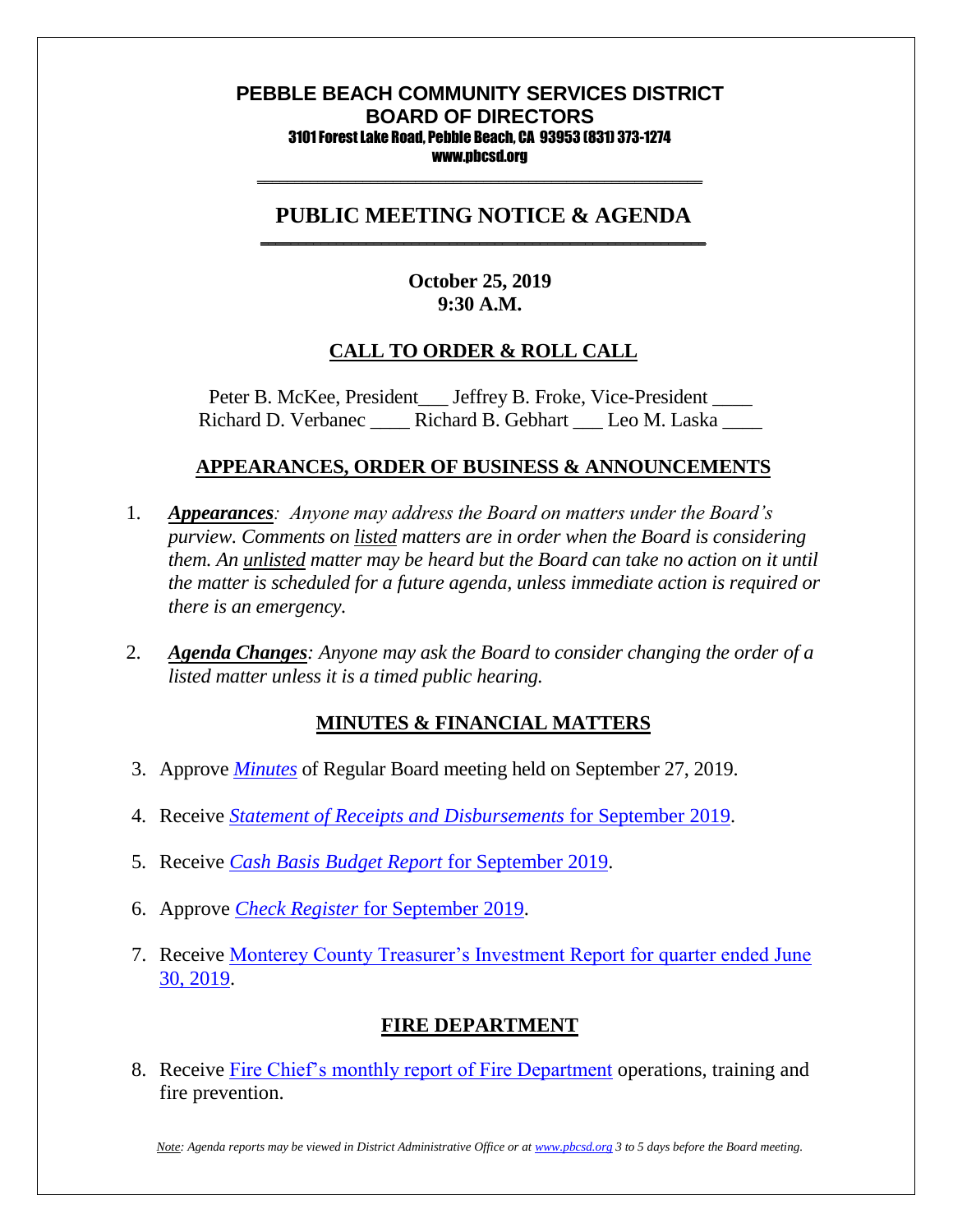# PEBBLE BEACH COMMUNITY SERVICES DISTRICT
# BOARD OF DIRECTORS

3101 Forest Lake Road, Pebble Beach, CA 93953 (831) 373-1274
www.pbcsd.org

## PUBLIC MEETING NOTICE & AGENDA

**October 25, 2019**
**9:30 A.M.**

## CALL TO ORDER & ROLL CALL

Peter B. McKee, President___ Jeffrey B. Froke, Vice-President ____
Richard D. Verbanec ____ Richard B. Gebhart ___ Leo M. Laska ____

## APPEARANCES, ORDER OF BUSINESS & ANNOUNCEMENTS

1. ***Appearances****: Anyone may address the Board on matters under the Board's purview. Comments on listed matters are in order when the Board is considering them. An unlisted matter may be heard but the Board can take no action on it until the matter is scheduled for a future agenda, unless immediate action is required or there is an emergency.*

2. ***Agenda Changes****: Anyone may ask the Board to consider changing the order of a listed matter unless it is a timed public hearing.*

## MINUTES & FINANCIAL MATTERS

3. Approve *Minutes* of Regular Board meeting held on September 27, 2019.

4. Receive *Statement of Receipts and Disbursements* for September 2019.

5. Receive *Cash Basis Budget Report* for September 2019.

6. Approve *Check Register* for September 2019.

7. Receive Monterey County Treasurer's Investment Report for quarter ended June 30, 2019.

## FIRE DEPARTMENT

8. Receive Fire Chief's monthly report of Fire Department operations, training and fire prevention.

*Note: Agenda reports may be viewed in District Administrative Office or at www.pbcsd.org 3 to 5 days before the Board meeting.*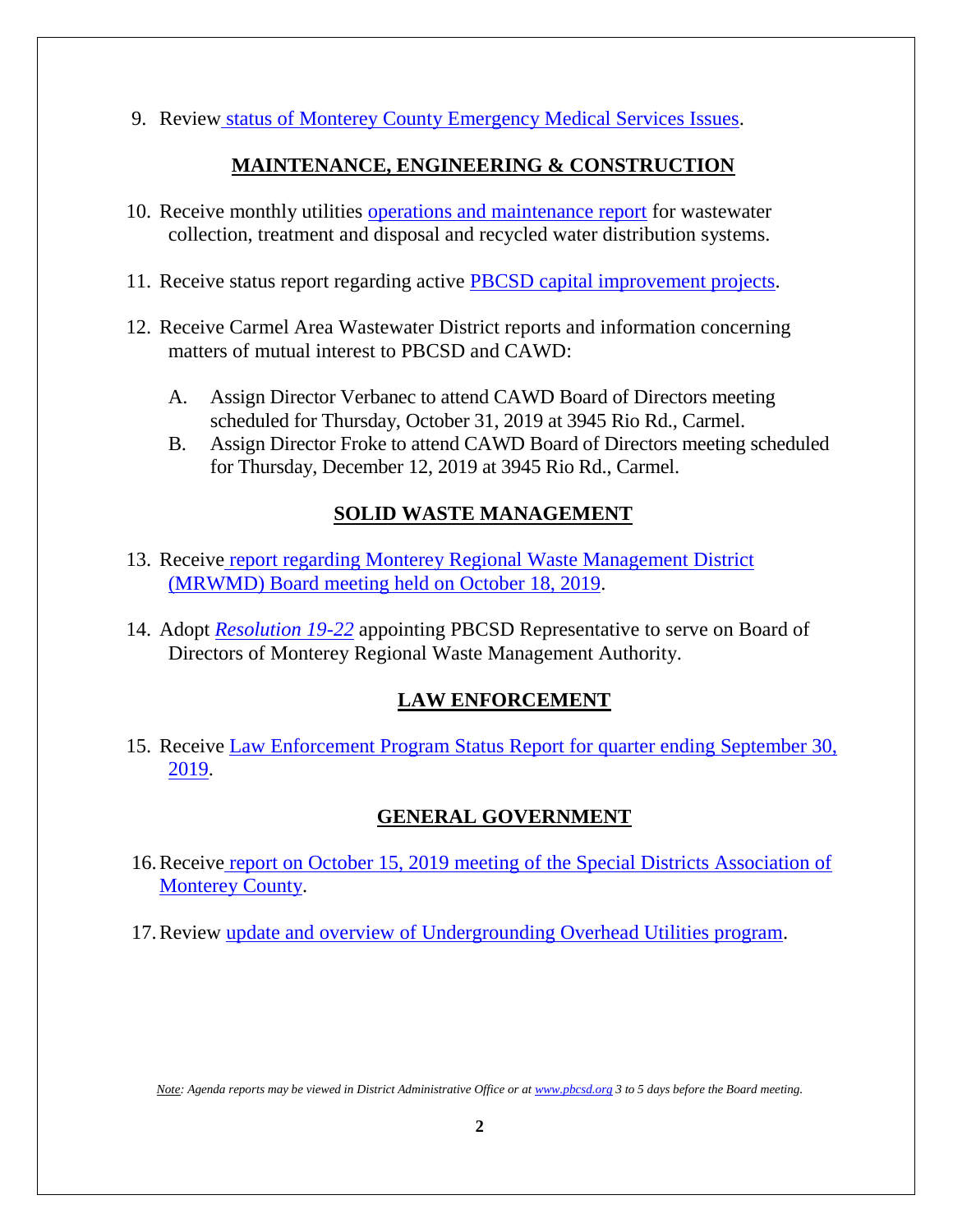9. Review status of Monterey County Emergency Medical Services Issues.

## MAINTENANCE, ENGINEERING & CONSTRUCTION

10. Receive monthly utilities operations and maintenance report for wastewater collection, treatment and disposal and recycled water distribution systems.

11. Receive status report regarding active PBCSD capital improvement projects.

12. Receive Carmel Area Wastewater District reports and information concerning matters of mutual interest to PBCSD and CAWD:

    A. Assign Director Verbanec to attend CAWD Board of Directors meeting scheduled for Thursday, October 31, 2019 at 3945 Rio Rd., Carmel.

    B. Assign Director Froke to attend CAWD Board of Directors meeting scheduled for Thursday, December 12, 2019 at 3945 Rio Rd., Carmel.

## SOLID WASTE MANAGEMENT

13. Receive report regarding Monterey Regional Waste Management District (MRWMD) Board meeting held on October 18, 2019.

14. Adopt *Resolution 19-22* appointing PBCSD Representative to serve on Board of Directors of Monterey Regional Waste Management Authority.

## LAW ENFORCEMENT

15. Receive Law Enforcement Program Status Report for quarter ending September 30, 2019.

## GENERAL GOVERNMENT

16. Receive report on October 15, 2019 meeting of the Special Districts Association of Monterey County.

17. Review update and overview of Undergrounding Overhead Utilities program.

*Note: Agenda reports may be viewed in District Administrative Office or at www.pbcsd.org 3 to 5 days before the Board meeting.*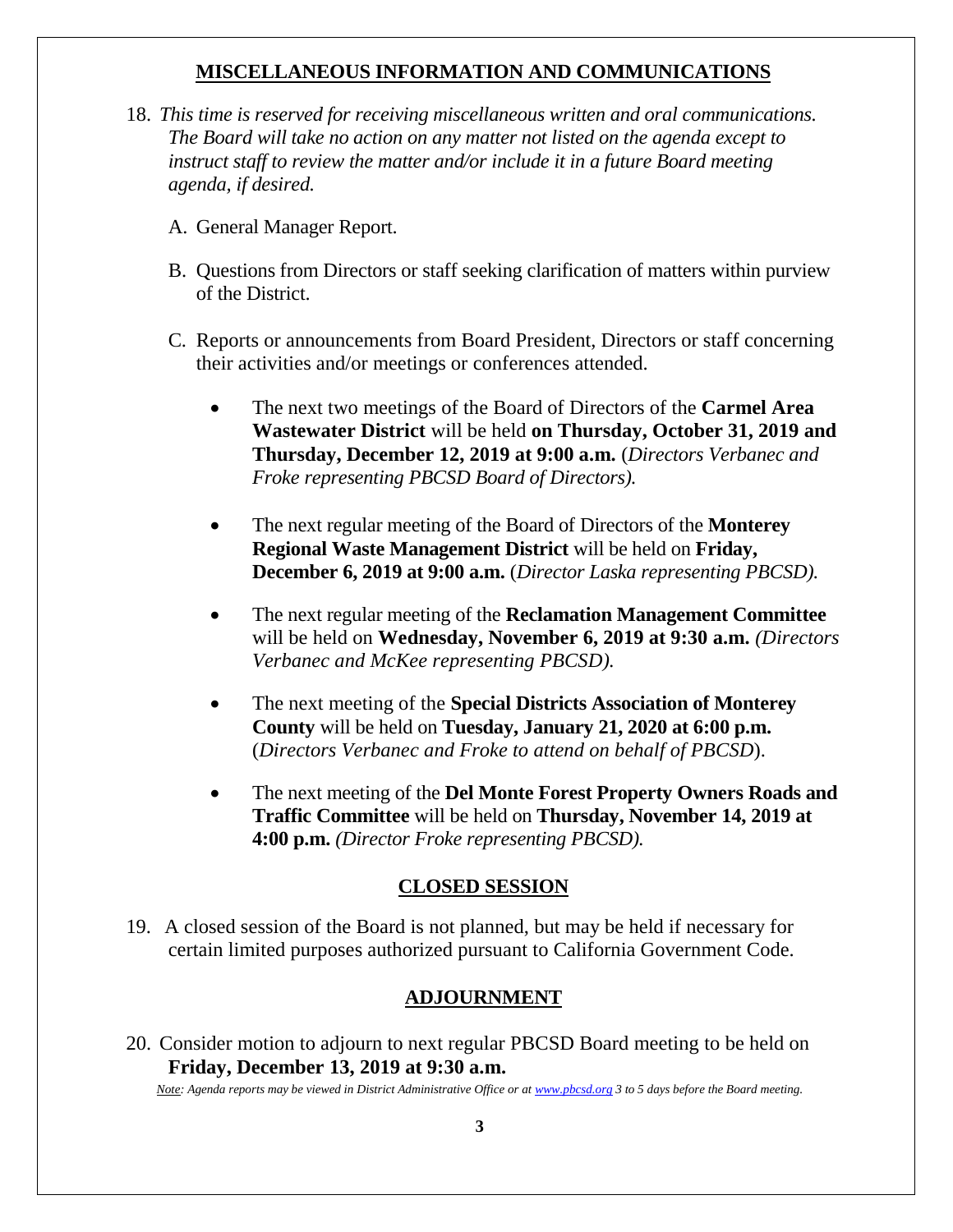## MISCELLANEOUS INFORMATION AND COMMUNICATIONS

18. *This time is reserved for receiving miscellaneous written and oral communications. The Board will take no action on any matter not listed on the agenda except to instruct staff to review the matter and/or include it in a future Board meeting agenda, if desired.*

    A. General Manager Report.

    B. Questions from Directors or staff seeking clarification of matters within purview of the District.

    C. Reports or announcements from Board President, Directors or staff concerning their activities and/or meetings or conferences attended.

    - The next two meetings of the Board of Directors of the **Carmel Area Wastewater District** will be held **on Thursday, October 31, 2019 and Thursday, December 12, 2019 at 9:00 a.m.** (*Directors Verbanec and Froke representing PBCSD Board of Directors).*

    - The next regular meeting of the Board of Directors of the **Monterey Regional Waste Management District** will be held on **Friday, December 6, 2019 at 9:00 a.m.** (*Director Laska representing PBCSD).*

    - The next regular meeting of the **Reclamation Management Committee** will be held on **Wednesday, November 6, 2019 at 9:30 a.m.** *(Directors Verbanec and McKee representing PBCSD).*

    - The next meeting of the **Special Districts Association of Monterey County** will be held on **Tuesday, January 21, 2020 at 6:00 p.m.** (*Directors Verbanec and Froke to attend on behalf of PBCSD*).

    - The next meeting of the **Del Monte Forest Property Owners Roads and Traffic Committee** will be held on **Thursday, November 14, 2019 at 4:00 p.m.** *(Director Froke representing PBCSD).*

## CLOSED SESSION

19. A closed session of the Board is not planned, but may be held if necessary for certain limited purposes authorized pursuant to California Government Code.

## ADJOURNMENT

20. Consider motion to adjourn to next regular PBCSD Board meeting to be held on **Friday, December 13, 2019 at 9:30 a.m.**

*Note: Agenda reports may be viewed in District Administrative Office or at www.pbcsd.org 3 to 5 days before the Board meeting.*